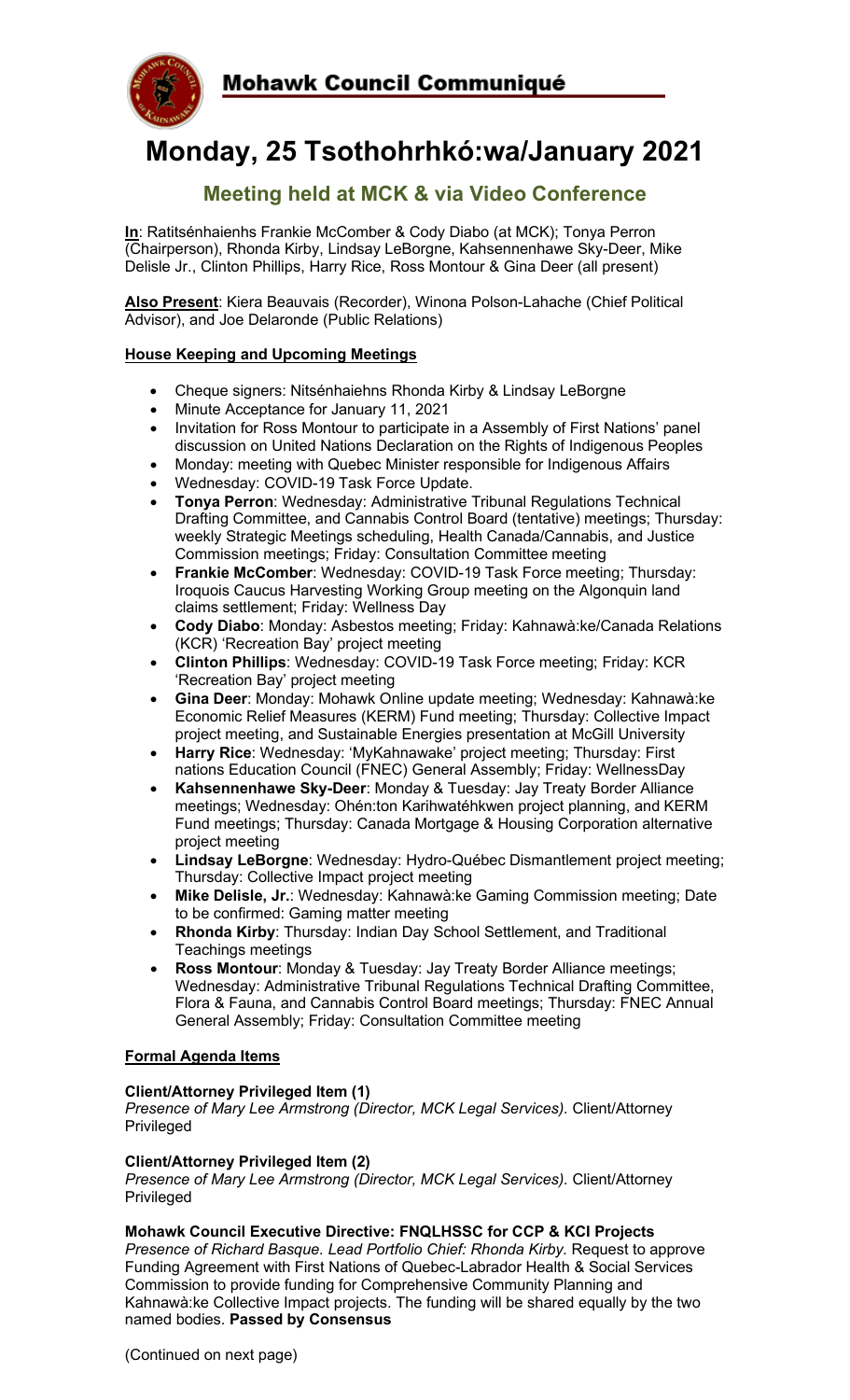# Mohawk Council Communiqué

# Monday, 25 Tsothohrhkó:wa/January 2021

## Meeting held at MCK & via Video Conference

**In**: Ratitsénhaienhs Frankie McComber & Cody Diabo (at MCK); Tonya Perron (Chairperson), Rhonda Kirby, Lindsay LeBorgne, Kahsennenhawe Sky-Deer, Mike Delisle Jr., Clinton Phillips, Harry Rice, Ross Montour & Gina Deer (all present)

**Also Present**: Kiera Beauvais (Recorder), Winona Polson-Lahache (Chief Political Advisor), and Joe Delaronde (Public Relations)

### House Keeping and Upcoming Meetings

- Cheque signers: Nitsénhaiehns Rhonda Kirby & Lindsay LeBorgne
- Minute Acceptance for January 11, 2021
- Invitation for Ross Montour to participate in a Assembly of First Nations' panel discussion on United Nations Declaration on the Rights of Indigenous Peoples
- Monday: meeting with Quebec Minister responsible for Indigenous Affairs
- Wednesday: COVID-19 Task Force Update.
- **Tonya Perron**: Wednesday: Administrative Tribunal Regulations Technical Drafting Committee, and Cannabis Control Board (tentative) meetings; Thursday: weekly Strategic Meetings scheduling, Health Canada/Cannabis, and Justice Commission meetings; Friday: Consultation Committee meeting
- **Frankie McComber**: Wednesday: COVID-19 Task Force meeting; Thursday: Iroquois Caucus Harvesting Working Group meeting on the Algonquin land claims settlement; Friday: Wellness Day
- **Cody Diabo**: Monday: Asbestos meeting; Friday: Kahnawà:ke/Canada Relations (KCR) 'Recreation Bay' project meeting
- **Clinton Phillips**: Wednesday: COVID-19 Task Force meeting; Friday: KCR 'Recreation Bay' project meeting
- **Gina Deer**: Monday: Mohawk Online update meeting; Wednesday: Kahnawà:ke Economic Relief Measures (KERM) Fund meeting; Thursday: Collective Impact project meeting, and Sustainable Energies presentation at McGill University
- **Harry Rice**: Wednesday: 'MyKahnawake' project meeting; Thursday: First nations Education Council (FNEC) General Assembly; Friday: WellnessDay
- **Kahsennenhawe Sky-Deer**: Monday & Tuesday: Jay Treaty Border Alliance meetings; Wednesday: Ohén:ton Karihwatéhkwen project planning, and KERM Fund meetings; Thursday: Canada Mortgage & Housing Corporation alternative project meeting
- **Lindsay LeBorgne**: Wednesday: Hydro-Québec Dismantlement project meeting; Thursday: Collective Impact project meeting
- **Mike Delisle, Jr.**: Wednesday: Kahnawà:ke Gaming Commission meeting; Date to be confirmed: Gaming matter meeting
- **Rhonda Kirby**: Thursday: Indian Day School Settlement, and Traditional Teachings meetings
- **Ross Montour**: Monday & Tuesday: Jay Treaty Border Alliance meetings; Wednesday: Administrative Tribunal Regulations Technical Drafting Committee, Flora & Fauna, and Cannabis Control Board meetings; Thursday: FNEC Annual General Assembly; Friday: Consultation Committee meeting

### Formal Agenda Items

**Client/Attorney Privileged Item (1)**
*Presence of Mary Lee Armstrong (Director, MCK Legal Services).* Client/Attorney Privileged

**Client/Attorney Privileged Item (2)**
*Presence of Mary Lee Armstrong (Director, MCK Legal Services).* Client/Attorney Privileged

**Mohawk Council Executive Directive: FNQLHSSC for CCP & KCI Projects**
*Presence of Richard Basque. Lead Portfolio Chief: Rhonda Kirby.* Request to approve Funding Agreement with First Nations of Quebec-Labrador Health & Social Services Commission to provide funding for Comprehensive Community Planning and Kahnawà:ke Collective Impact projects. The funding will be shared equally by the two named bodies. **Passed by Consensus**

(Continued on next page)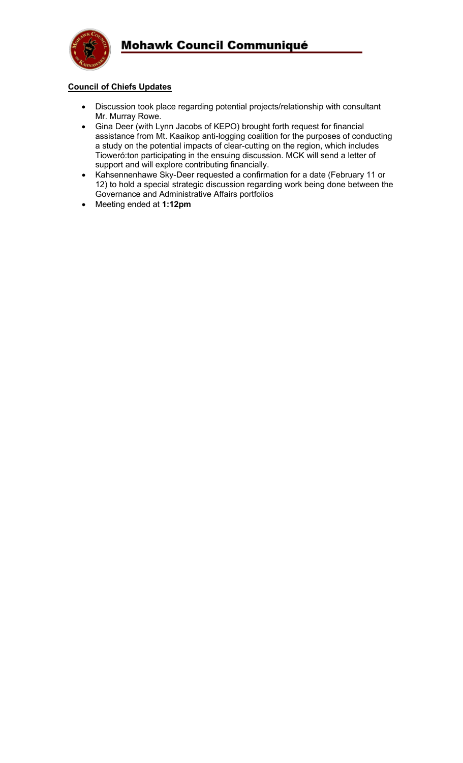## **Council of Chiefs Updates**

- Discussion took place regarding potential projects/relationship with consultant Mr. Murray Rowe.
- Gina Deer (with Lynn Jacobs of KEPO) brought forth request for financial assistance from Mt. Kaaikop anti-logging coalition for the purposes of conducting a study on the potential impacts of clear-cutting on the region, which includes Tioweró:ton participating in the ensuing discussion. MCK will send a letter of support and will explore contributing financially.
- Kahsennenhawe Sky-Deer requested a confirmation for a date (February 11 or 12) to hold a special strategic discussion regarding work being done between the Governance and Administrative Affairs portfolios
- Meeting ended at **1:12pm**